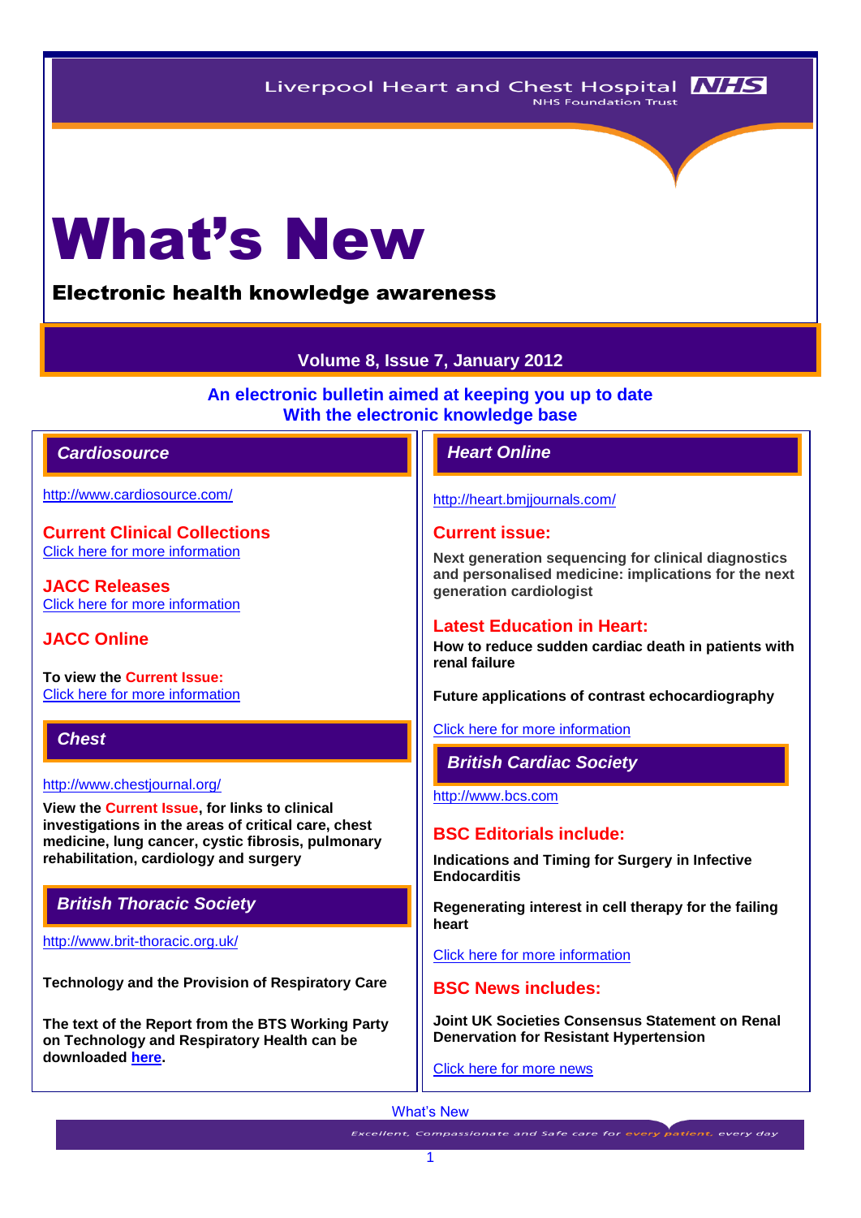Liverpool Heart and Chest Hospital NHS Foundation Trust

# What's New

## Electronic health knowledge awareness

**Volume 8, Issue 7, January 2012**

**An electronic bulletin aimed at keeping you up to date With the electronic knowledge base**

## Cardiosource

http://www.cardiosource.com/

### Current Clinical Collections

Click here for more information

### JACC Releases

Click here for more information

### JACC Online

**To view the Current Issue:**

Click here for more information

## Chest

http://www.chestjournal.org/

**View the Current Issue, for links to clinical investigations in the areas of critical care, chest medicine, lung cancer, cystic fibrosis, pulmonary rehabilitation, cardiology and surgery**

## British Thoracic Society

http://www.brit-thoracic.org.uk/

**Technology and the Provision of Respiratory Care**

**The text of the Report from the BTS Working Party on Technology and Respiratory Health can be downloaded here.**

## Heart Online

http://heart.bmjjournals.com/

### Current issue:

**Next generation sequencing for clinical diagnostics and personalised medicine: implications for the next generation cardiologist**

### Latest Education in Heart:

**How to reduce sudden cardiac death in patients with renal failure**

**Future applications of contrast echocardiography**

Click here for more information

## British Cardiac Society

http://www.bcs.com

### BSC Editorials include:

**Indications and Timing for Surgery in Infective Endocarditis**

**Regenerating interest in cell therapy for the failing heart**

Click here for more information

### BSC News includes:

**Joint UK Societies Consensus Statement on Renal Denervation for Resistant Hypertension**

Click here for more news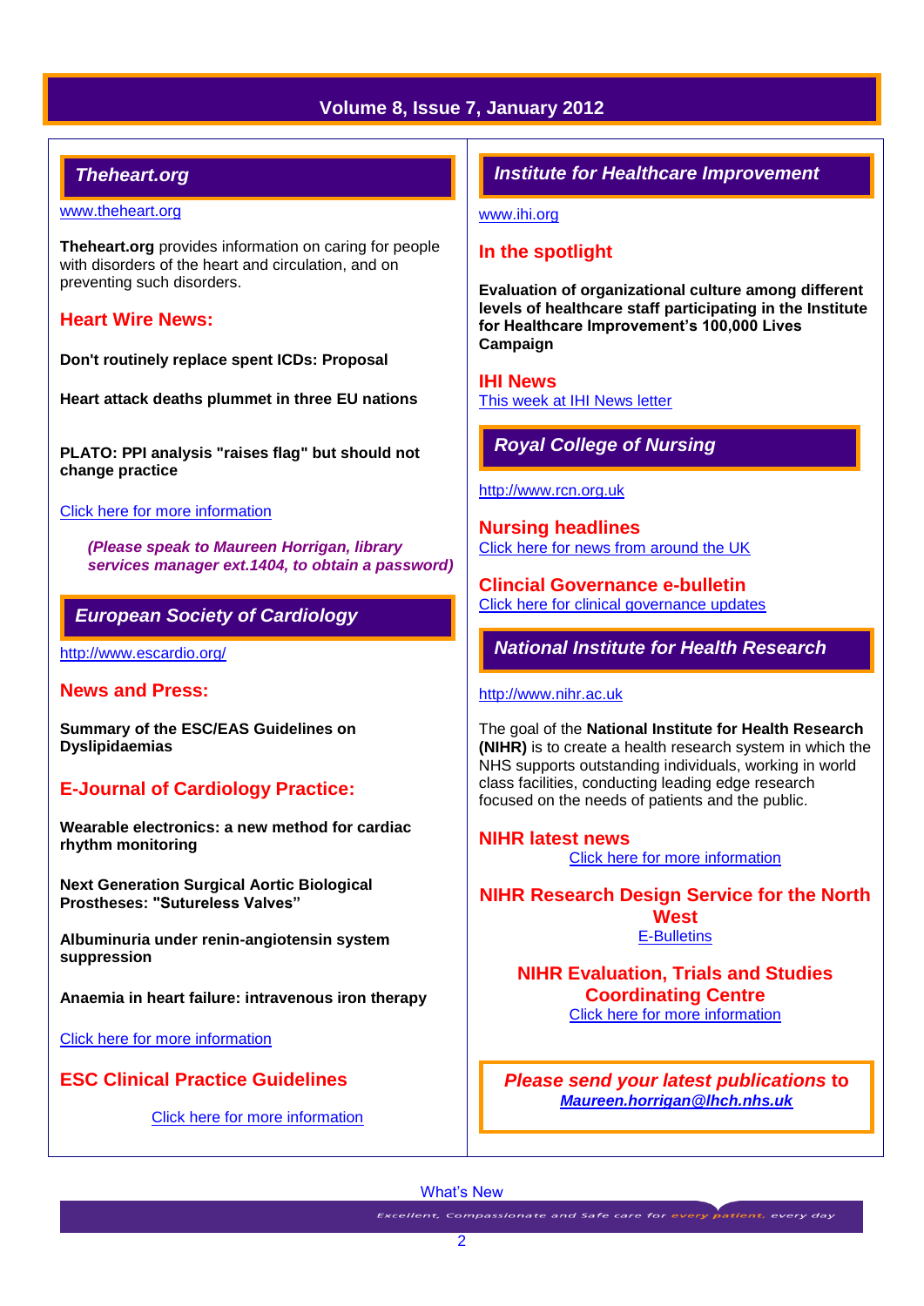# Volume 8, Issue 7, January 2012

## Theheart.org

www.theheart.org

**Theheart.org** provides information on caring for people with disorders of the heart and circulation, and on preventing such disorders.

### Heart Wire News:

**Don't routinely replace spent ICDs: Proposal**

**Heart attack deaths plummet in three EU nations**

**PLATO: PPI analysis "raises flag" but should not change practice**

Click here for more information

***(Please speak to Maureen Horrigan, library services manager ext.1404, to obtain a password)***

## European Society of Cardiology

http://www.escardio.org/

### News and Press:

**Summary of the ESC/EAS Guidelines on Dyslipidaemias**

### E-Journal of Cardiology Practice:

**Wearable electronics: a new method for cardiac rhythm monitoring**

**Next Generation Surgical Aortic Biological Prostheses: "Sutureless Valves"**

**Albuminuria under renin-angiotensin system suppression**

**Anaemia in heart failure: intravenous iron therapy**

Click here for more information

### ESC Clinical Practice Guidelines

Click here for more information

## Institute for Healthcare Improvement

www.ihi.org

### In the spotlight

**Evaluation of organizational culture among different levels of healthcare staff participating in the Institute for Healthcare Improvement's 100,000 Lives Campaign**

### IHI News

This week at IHI News letter

## Royal College of Nursing

http://www.rcn.org.uk

### Nursing headlines

Click here for news from around the UK

### Clincial Governance e-bulletin

Click here for clinical governance updates

## National Institute for Health Research

http://www.nihr.ac.uk

The goal of the **National Institute for Health Research (NIHR)** is to create a health research system in which the NHS supports outstanding individuals, working in world class facilities, conducting leading edge research focused on the needs of patients and the public.

### NIHR latest news

Click here for more information

### NIHR Research Design Service for the North West

E-Bulletins

### NIHR Evaluation, Trials and Studies Coordinating Centre

Click here for more information

***Please send your latest publications to***
***Maureen.horrigan@lhch.nhs.uk***

What's New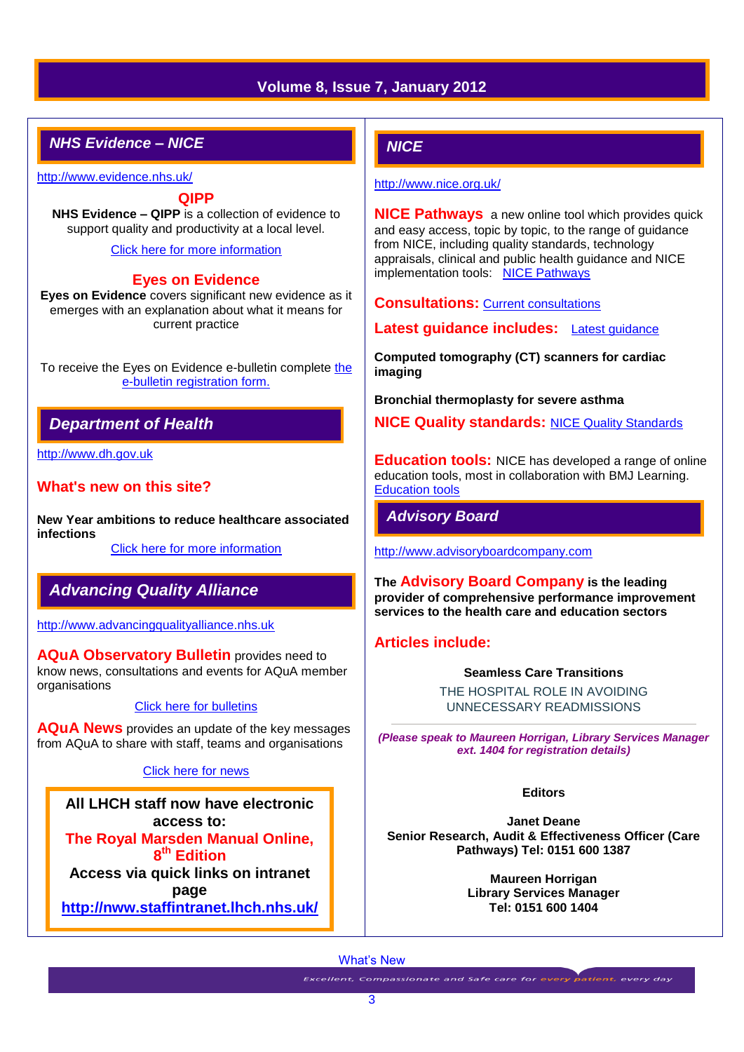## NHS Evidence – NICE

http://www.evidence.nhs.uk/

### QIPP

**NHS Evidence – QIPP** is a collection of evidence to support quality and productivity at a local level.

Click here for more information

### Eyes on Evidence

**Eyes on Evidence** covers significant new evidence as it emerges with an explanation about what it means for current practice

To receive the Eyes on Evidence e-bulletin complete the e-bulletin registration form.

## Department of Health

http://www.dh.gov.uk

### What's new on this site?

**New Year ambitions to reduce healthcare associated infections**

Click here for more information

## Advancing Quality Alliance

http://www.advancingqualityalliance.nhs.uk

**AQuA Observatory Bulletin** provides need to know news, consultations and events for AQuA member organisations

Click here for bulletins

**AQuA News** provides an update of the key messages from AQuA to share with staff, teams and organisations

Click here for news

**All LHCH staff now have electronic access to:**
**The Royal Marsden Manual Online, 8th Edition**
**Access via quick links on intranet page**
**http://nww.staffintranet.lhch.nhs.uk/**

## NICE

http://www.nice.org.uk/

**NICE Pathways** a new online tool which provides quick and easy access, topic by topic, to the range of guidance from NICE, including quality standards, technology appraisals, clinical and public health guidance and NICE implementation tools: NICE Pathways

**Consultations:** Current consultations

**Latest guidance includes:** Latest guidance

**Computed tomography (CT) scanners for cardiac imaging**

**Bronchial thermoplasty for severe asthma**

**NICE Quality standards:** NICE Quality Standards

**Education tools:** NICE has developed a range of online education tools, most in collaboration with BMJ Learning. Education tools

## Advisory Board

http://www.advisoryboardcompany.com

**The Advisory Board Company is the leading provider of comprehensive performance improvement services to the health care and education sectors**

### Articles include:

**Seamless Care Transitions**

THE HOSPITAL ROLE IN AVOIDING UNNECESSARY READMISSIONS

---

*(Please speak to Maureen Horrigan, Library Services Manager ext. 1404 for registration details)*

**Editors**

**Janet Deane**
**Senior Research, Audit & Effectiveness Officer (Care Pathways) Tel: 0151 600 1387**

**Maureen Horrigan**
**Library Services Manager**
**Tel: 0151 600 1404**